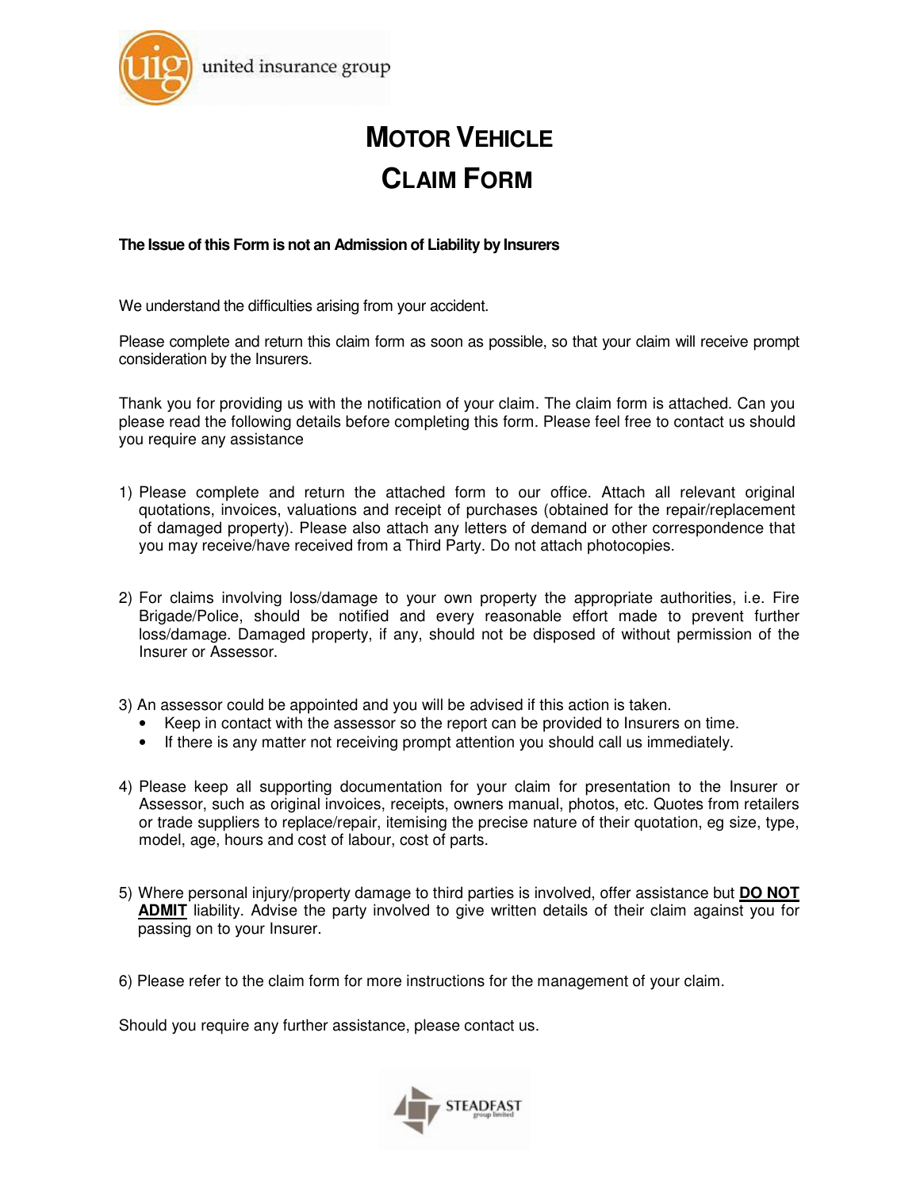united insurance group

# MOTOR VEHICLE CLAIM FORM

**The Issue of this Form is not an Admission of Liability by Insurers**

We understand the difficulties arising from your accident.

Please complete and return this claim form as soon as possible, so that your claim will receive prompt consideration by the Insurers.

Thank you for providing us with the notification of your claim. The claim form is attached. Can you please read the following details before completing this form. Please feel free to contact us should you require any assistance

1) Please complete and return the attached form to our office. Attach all relevant original quotations, invoices, valuations and receipt of purchases (obtained for the repair/replacement of damaged property). Please also attach any letters of demand or other correspondence that you may receive/have received from a Third Party. Do not attach photocopies.

2) For claims involving loss/damage to your own property the appropriate authorities, i.e. Fire Brigade/Police, should be notified and every reasonable effort made to prevent further loss/damage. Damaged property, if any, should not be disposed of without permission of the Insurer or Assessor.

3) An assessor could be appointed and you will be advised if this action is taken.
   - Keep in contact with the assessor so the report can be provided to Insurers on time.
   - If there is any matter not receiving prompt attention you should call us immediately.

4) Please keep all supporting documentation for your claim for presentation to the Insurer or Assessor, such as original invoices, receipts, owners manual, photos, etc. Quotes from retailers or trade suppliers to replace/repair, itemising the precise nature of their quotation, eg size, type, model, age, hours and cost of labour, cost of parts.

5) Where personal injury/property damage to third parties is involved, offer assistance but **DO NOT ADMIT** liability. Advise the party involved to give written details of their claim against you for passing on to your Insurer.

6) Please refer to the claim form for more instructions for the management of your claim.

Should you require any further assistance, please contact us.

STEADFAST group limited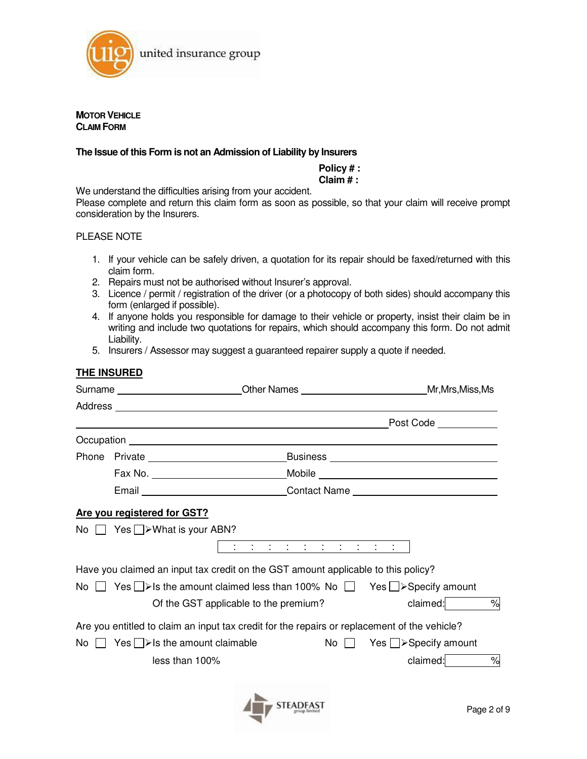united insurance group

**MOTOR VEHICLE**
**CLAIM FORM**

**The Issue of this Form is not an Admission of Liability by Insurers**

**Policy # :**
**Claim # :**

We understand the difficulties arising from your accident.
Please complete and return this claim form as soon as possible, so that your claim will receive prompt consideration by the Insurers.

PLEASE NOTE

1. If your vehicle can be safely driven, a quotation for its repair should be faxed/returned with this claim form.
2. Repairs must not be authorised without Insurer's approval.
3. Licence / permit / registration of the driver (or a photocopy of both sides) should accompany this form (enlarged if possible).
4. If anyone holds you responsible for damage to their vehicle or property, insist their claim be in writing and include two quotations for repairs, which should accompany this form. Do not admit Liability.
5. Insurers / Assessor may suggest a guaranteed repairer supply a quote if needed.

## THE INSURED

Surname ______________________ Other Names ______________________ Mr,Mrs,Miss,Ms

Address ____________________________________________________________

____________________________________________________ Post Code __________

Occupation ____________________________________________________________

Phone Private ______________________ Business ______________________

Fax No. ______________________ Mobile ______________________

Email ______________________ Contact Name ______________________

**Are you registered for GST?**

No ☐ Yes ☐ ➢What is your ABN?

| : : : : : : : : : : |

Have you claimed an input tax credit on the GST amount applicable to this policy?

No ☐ Yes ☐ ➢Is the amount claimed less than 100% Of the GST applicable to the premium? No ☐ Yes ☐ ➢Specify amount claimed: ______ %

Are you entitled to claim an input tax credit for the repairs or replacement of the vehicle?

No ☐ Yes ☐ ➢Is the amount claimable less than 100% No ☐ Yes ☐ ➢Specify amount claimed: ______ %

STEADFAST group limited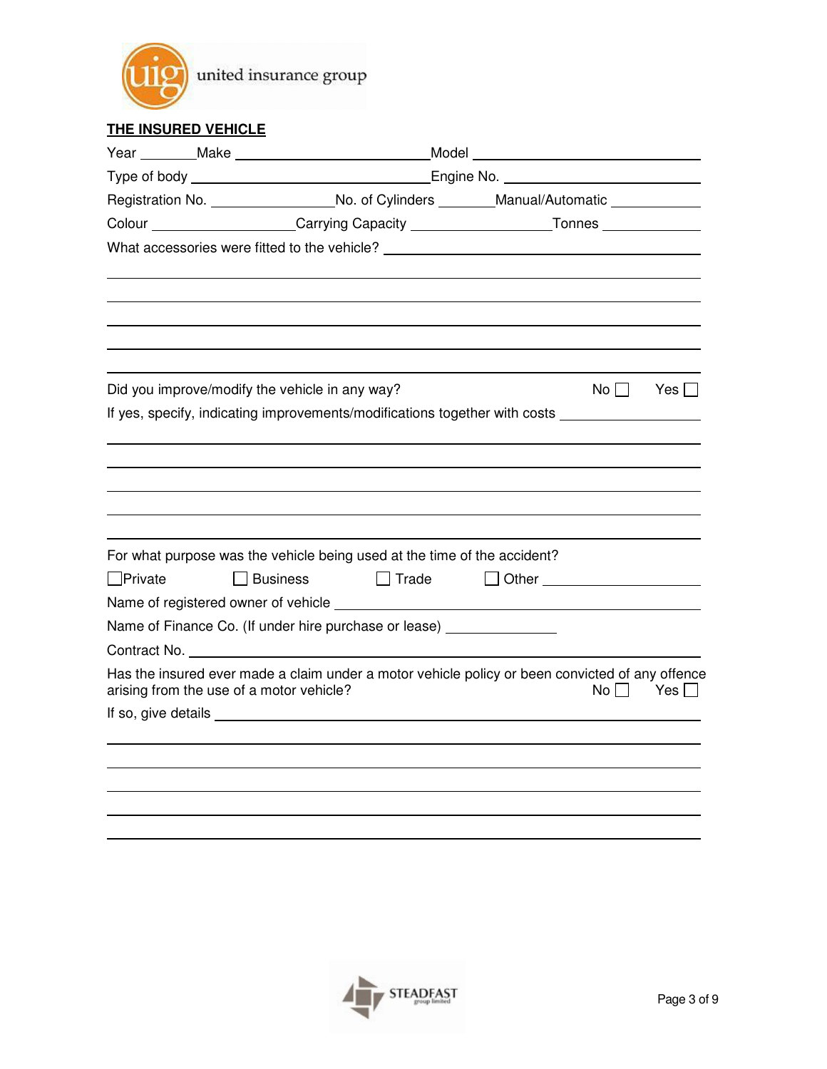united insurance group

## THE INSURED VEHICLE

Year ________ Make __________________________ Model __________________________

Type of body ______________________________ Engine No. __________________________

Registration No. ________________ No. of Cylinders ________ Manual/Automatic ____________

Colour ____________________ Carrying Capacity __________________ Tonnes _____________

What accessories were fitted to the vehicle? ______________________________________

______________________________________________________________________________

______________________________________________________________________________

______________________________________________________________________________

______________________________________________________________________________

______________________________________________________________________________

Did you improve/modify the vehicle in any way? No ☐ Yes ☐

If yes, specify, indicating improvements/modifications together with costs ________________

______________________________________________________________________________

______________________________________________________________________________

______________________________________________________________________________

______________________________________________________________________________

______________________________________________________________________________

For what purpose was the vehicle being used at the time of the accident?

☐ Private ☐ Business ☐ Trade ☐ Other ____________________

Name of registered owner of vehicle ______________________________________________

Name of Finance Co. (If under hire purchase or lease) _______________

Contract No. ______________________________________________________________

Has the insured ever made a claim under a motor vehicle policy or been convicted of any offence arising from the use of a motor vehicle? No ☐ Yes ☐

If so, give details ______________________________________________________________

______________________________________________________________________________

______________________________________________________________________________

______________________________________________________________________________

______________________________________________________________________________

______________________________________________________________________________

STEADFAST group limited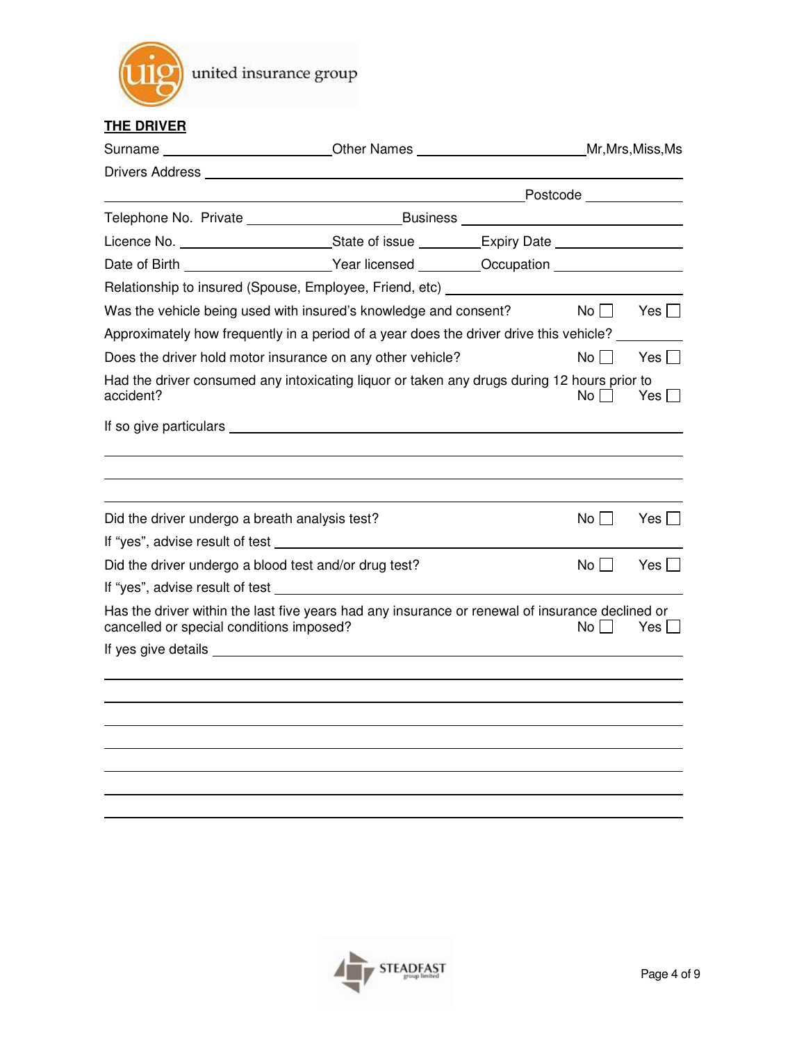united insurance group

**THE DRIVER**

Surname ______________________ Other Names ______________________ Mr,Mrs,Miss,Ms

Drivers Address ____________________________________________________________

____________________________________________________________ Postcode ____________

Telephone No. Private ____________________ Business ____________________________

Licence No. ____________________ State of issue ________ Expiry Date ________________

Date of Birth ____________________ Year licensed ________ Occupation ________________

Relationship to insured (Spouse, Employee, Friend, etc) ______________________________

Was the vehicle being used with insured's knowledge and consent? No ☐ Yes ☐

Approximately how frequently in a period of a year does the driver drive this vehicle? ________

Does the driver hold motor insurance on any other vehicle? No ☐ Yes ☐

Had the driver consumed any intoxicating liquor or taken any drugs during 12 hours prior to accident? No ☐ Yes ☐

If so give particulars ____________________________________________________________

____________________________________________________________

____________________________________________________________

____________________________________________________________

Did the driver undergo a breath analysis test? No ☐ Yes ☐

If "yes", advise result of test ____________________________________________________________

Did the driver undergo a blood test and/or drug test? No ☐ Yes ☐

If "yes", advise result of test ____________________________________________________________

Has the driver within the last five years had any insurance or renewal of insurance declined or cancelled or special conditions imposed? No ☐ Yes ☐

If yes give details ____________________________________________________________

____________________________________________________________

____________________________________________________________

____________________________________________________________

____________________________________________________________

____________________________________________________________

____________________________________________________________

____________________________________________________________

STEADFAST group limited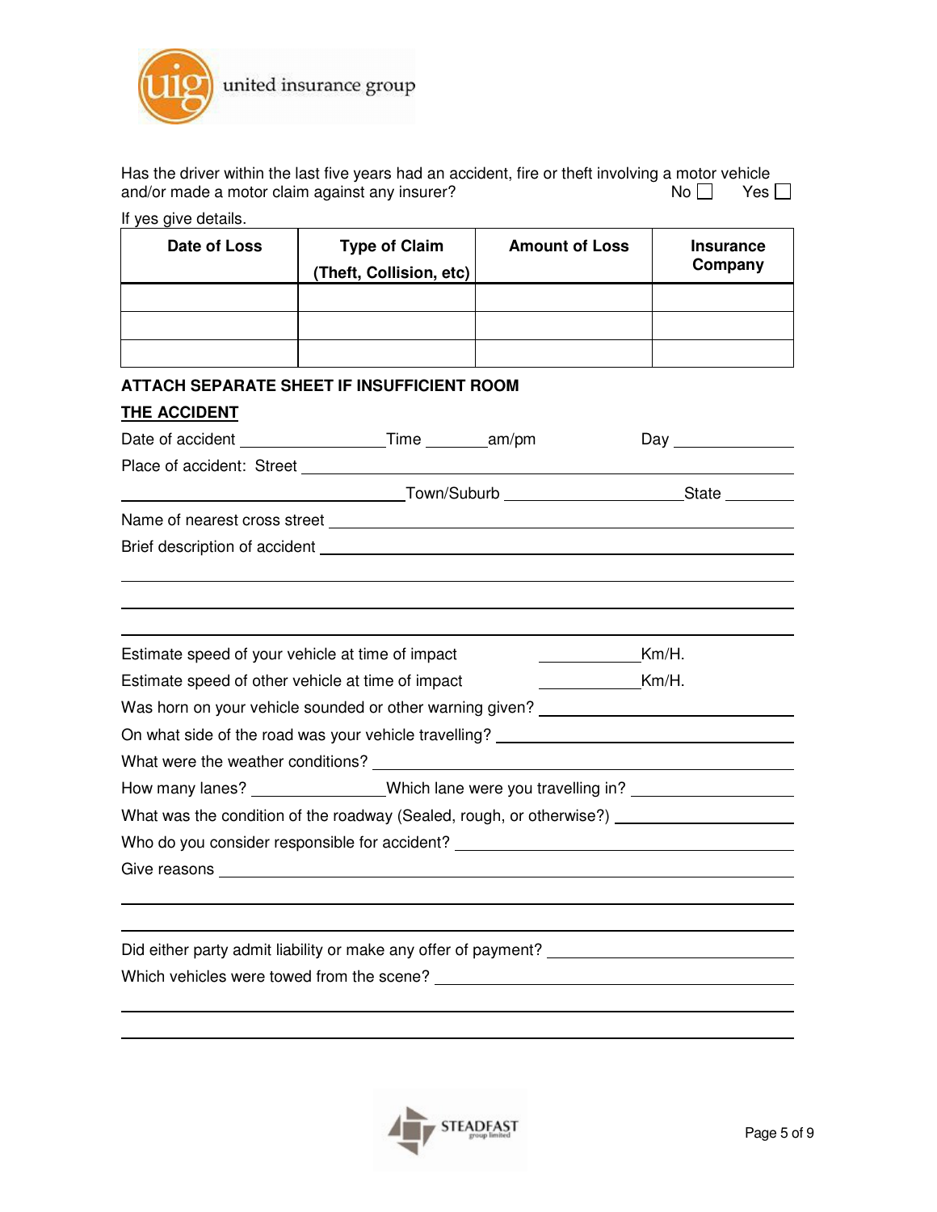Has the driver within the last five years had an accident, fire or theft involving a motor vehicle and/or made a motor claim against any insurer? No ☐ Yes ☐

If yes give details.

| Date of Loss | Type of Claim (Theft, Collision, etc) | Amount of Loss | Insurance Company |
|---|---|---|---|
| | | | |
| | | | |
| | | | |

**ATTACH SEPARATE SHEET IF INSUFFICIENT ROOM**

**THE ACCIDENT**

Date of accident ________________ Time _______ am/pm Day ______________

Place of accident: Street ______________________________________________

______________________________ Town/Suburb ____________________ State ________

Name of nearest cross street ____________________________________________

Brief description of accident ____________________________________________

________________________________________________________________________

________________________________________________________________________

________________________________________________________________________

Estimate speed of your vehicle at time of impact ____________ Km/H.

Estimate speed of other vehicle at time of impact ____________ Km/H.

Was horn on your vehicle sounded or other warning given? ______________________

On what side of the road was your vehicle travelling? __________________________

What were the weather conditions? ______________________________________

How many lanes? ______________ Which lane were you travelling in? ______________

What was the condition of the roadway (Sealed, rough, or otherwise)? ______________

Who do you consider responsible for accident? _____________________________

Give reasons __________________________________________________________

________________________________________________________________________

________________________________________________________________________

Did either party admit liability or make any offer of payment? ___________________

Which vehicles were towed from the scene? _________________________________

________________________________________________________________________

________________________________________________________________________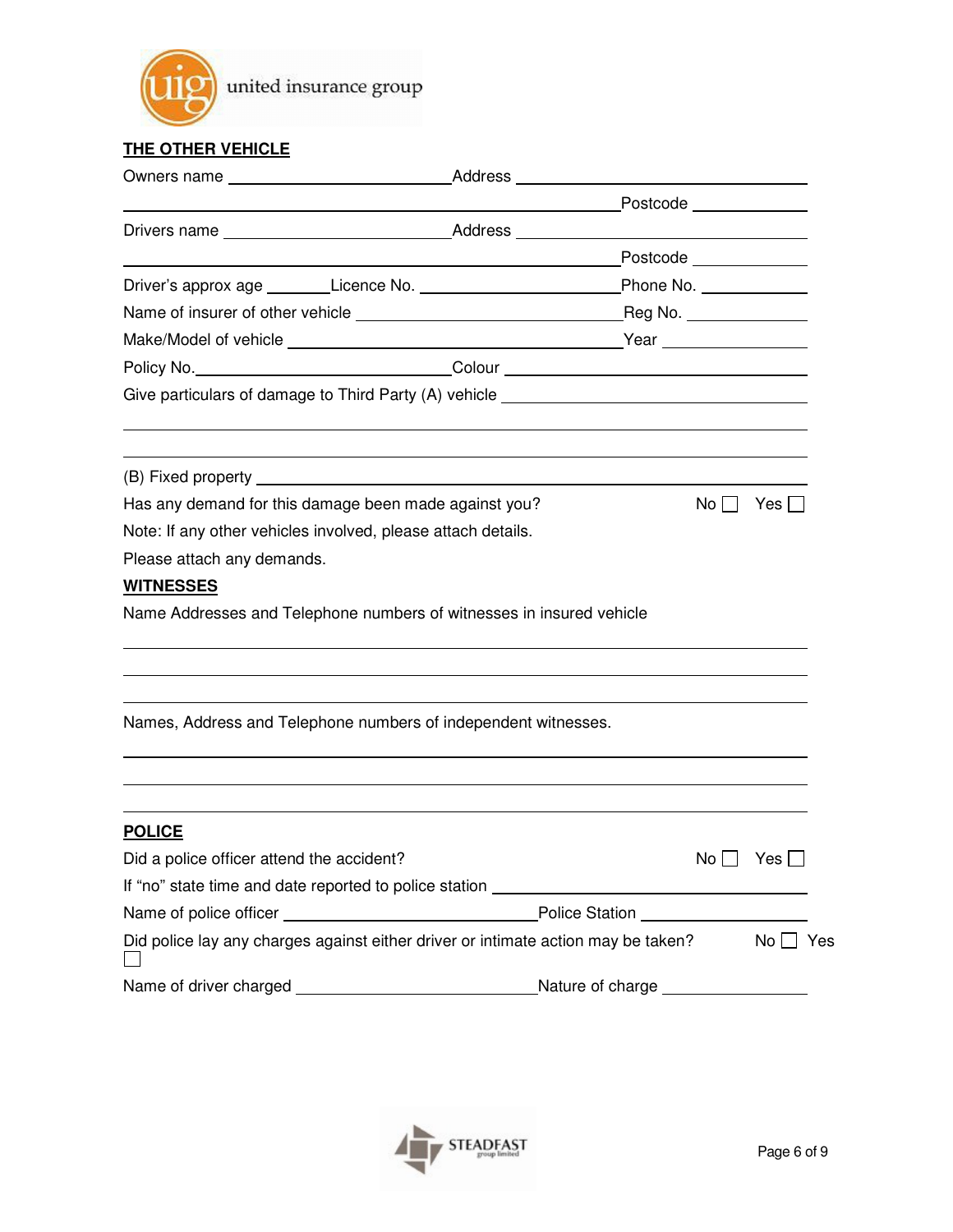## THE OTHER VEHICLE

Owners name \_\_\_\_\_\_\_\_\_\_\_\_\_\_\_\_\_\_\_\_ Address \_\_\_\_\_\_\_\_\_\_\_\_\_\_\_\_\_\_\_\_

\_\_\_\_\_\_\_\_\_\_\_\_\_\_\_\_\_\_\_\_\_\_\_\_\_\_\_\_\_\_\_\_\_\_\_\_\_\_\_\_ Postcode \_\_\_\_\_\_\_\_\_\_

Drivers name \_\_\_\_\_\_\_\_\_\_\_\_\_\_\_\_\_\_\_\_ Address \_\_\_\_\_\_\_\_\_\_\_\_\_\_\_\_\_\_\_\_

\_\_\_\_\_\_\_\_\_\_\_\_\_\_\_\_\_\_\_\_\_\_\_\_\_\_\_\_\_\_\_\_\_\_\_\_\_\_\_\_ Postcode \_\_\_\_\_\_\_\_\_\_

Driver's approx age \_\_\_\_\_\_ Licence No. \_\_\_\_\_\_\_\_\_\_\_\_\_\_\_\_\_\_\_\_ Phone No. \_\_\_\_\_\_\_\_\_\_

Name of insurer of other vehicle \_\_\_\_\_\_\_\_\_\_\_\_\_\_\_\_\_\_\_\_\_\_\_\_ Reg No. \_\_\_\_\_\_\_\_\_\_

Make/Model of vehicle \_\_\_\_\_\_\_\_\_\_\_\_\_\_\_\_\_\_\_\_\_\_\_\_\_\_\_\_\_\_ Year \_\_\_\_\_\_\_\_\_\_

Policy No. \_\_\_\_\_\_\_\_\_\_\_\_\_\_\_\_\_\_\_\_ Colour \_\_\_\_\_\_\_\_\_\_\_\_\_\_\_\_\_\_\_\_

Give particulars of damage to Third Party (A) vehicle \_\_\_\_\_\_\_\_\_\_\_\_\_\_\_\_\_\_\_\_

\_\_\_\_\_\_\_\_\_\_\_\_\_\_\_\_\_\_\_\_\_\_\_\_\_\_\_\_\_\_\_\_\_\_\_\_\_\_\_\_\_\_\_\_\_\_\_\_\_\_\_\_\_\_\_\_

\_\_\_\_\_\_\_\_\_\_\_\_\_\_\_\_\_\_\_\_\_\_\_\_\_\_\_\_\_\_\_\_\_\_\_\_\_\_\_\_\_\_\_\_\_\_\_\_\_\_\_\_\_\_\_\_

(B) Fixed property \_\_\_\_\_\_\_\_\_\_\_\_\_\_\_\_\_\_\_\_\_\_\_\_\_\_\_\_\_\_\_\_\_\_\_\_\_\_\_\_

Has any demand for this damage been made against you? No ☐ Yes ☐

Note: If any other vehicles involved, please attach details.

Please attach any demands.

## WITNESSES

Name Addresses and Telephone numbers of witnesses in insured vehicle

\_\_\_\_\_\_\_\_\_\_\_\_\_\_\_\_\_\_\_\_\_\_\_\_\_\_\_\_\_\_\_\_\_\_\_\_\_\_\_\_\_\_\_\_\_\_\_\_\_\_\_\_\_\_\_\_

\_\_\_\_\_\_\_\_\_\_\_\_\_\_\_\_\_\_\_\_\_\_\_\_\_\_\_\_\_\_\_\_\_\_\_\_\_\_\_\_\_\_\_\_\_\_\_\_\_\_\_\_\_\_\_\_

\_\_\_\_\_\_\_\_\_\_\_\_\_\_\_\_\_\_\_\_\_\_\_\_\_\_\_\_\_\_\_\_\_\_\_\_\_\_\_\_\_\_\_\_\_\_\_\_\_\_\_\_\_\_\_\_

Names, Address and Telephone numbers of independent witnesses.

\_\_\_\_\_\_\_\_\_\_\_\_\_\_\_\_\_\_\_\_\_\_\_\_\_\_\_\_\_\_\_\_\_\_\_\_\_\_\_\_\_\_\_\_\_\_\_\_\_\_\_\_\_\_\_\_

\_\_\_\_\_\_\_\_\_\_\_\_\_\_\_\_\_\_\_\_\_\_\_\_\_\_\_\_\_\_\_\_\_\_\_\_\_\_\_\_\_\_\_\_\_\_\_\_\_\_\_\_\_\_\_\_

\_\_\_\_\_\_\_\_\_\_\_\_\_\_\_\_\_\_\_\_\_\_\_\_\_\_\_\_\_\_\_\_\_\_\_\_\_\_\_\_\_\_\_\_\_\_\_\_\_\_\_\_\_\_\_\_

## POLICE

Did a police officer attend the accident? No ☐ Yes ☐

If "no" state time and date reported to police station \_\_\_\_\_\_\_\_\_\_\_\_\_\_\_\_\_\_\_\_

Name of police officer \_\_\_\_\_\_\_\_\_\_\_\_\_\_\_\_\_\_\_\_ Police Station \_\_\_\_\_\_\_\_\_\_\_\_\_\_\_\_\_\_\_\_

Did police lay any charges against either driver or intimate action may be taken? No ☐ Yes ☐

Name of driver charged \_\_\_\_\_\_\_\_\_\_\_\_\_\_\_\_\_\_\_\_ Nature of charge \_\_\_\_\_\_\_\_\_\_\_\_\_\_\_\_\_\_\_\_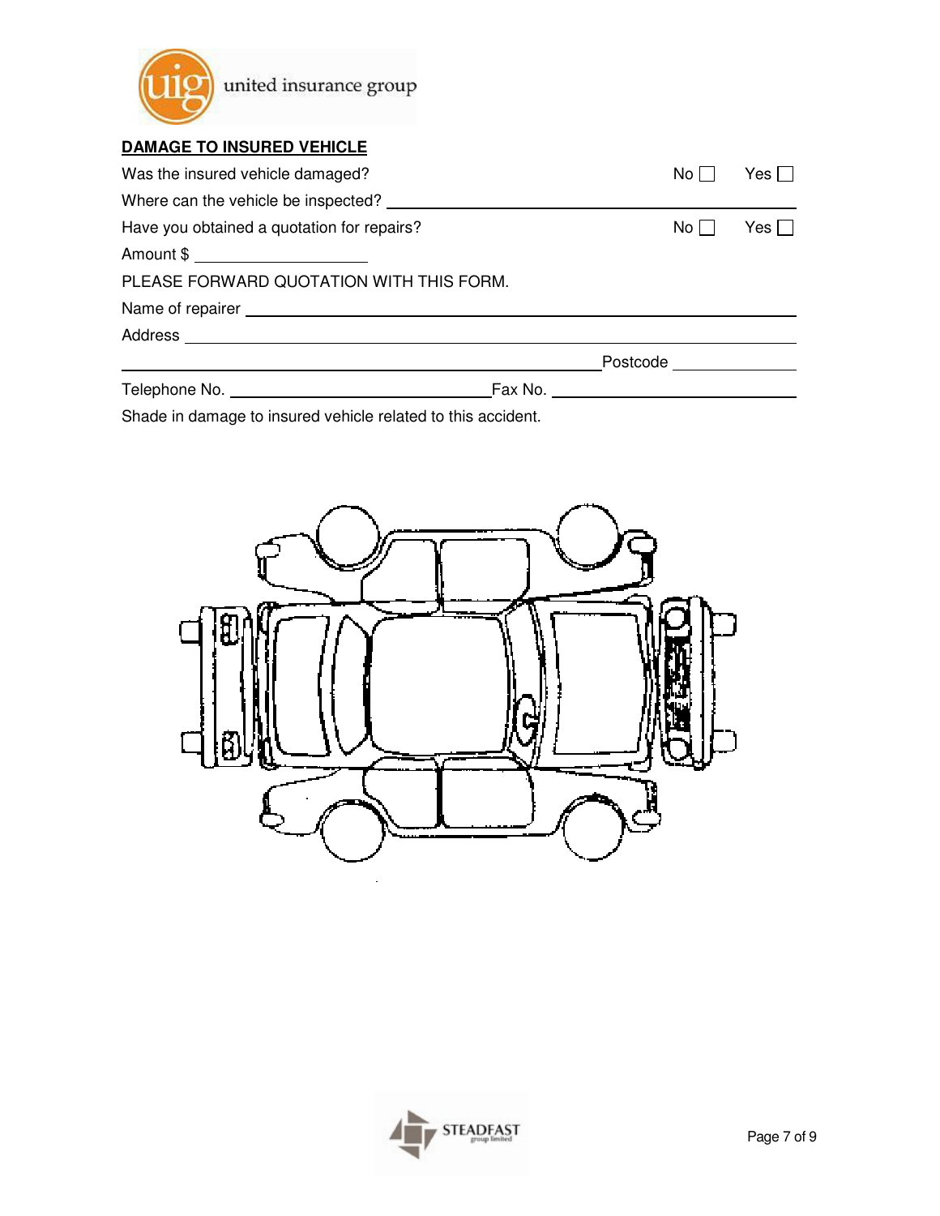**DAMAGE TO INSURED VEHICLE**

Was the insured vehicle damaged? No ☐ Yes ☐

Where can the vehicle be inspected? ____________________

Have you obtained a quotation for repairs? No ☐ Yes ☐

Amount $ ____________________

PLEASE FORWARD QUOTATION WITH THIS FORM.

Name of repairer ____________________

Address ____________________

____________________ Postcode ____________________

Telephone No. ____________________ Fax No. ____________________

Shade in damage to insured vehicle related to this accident.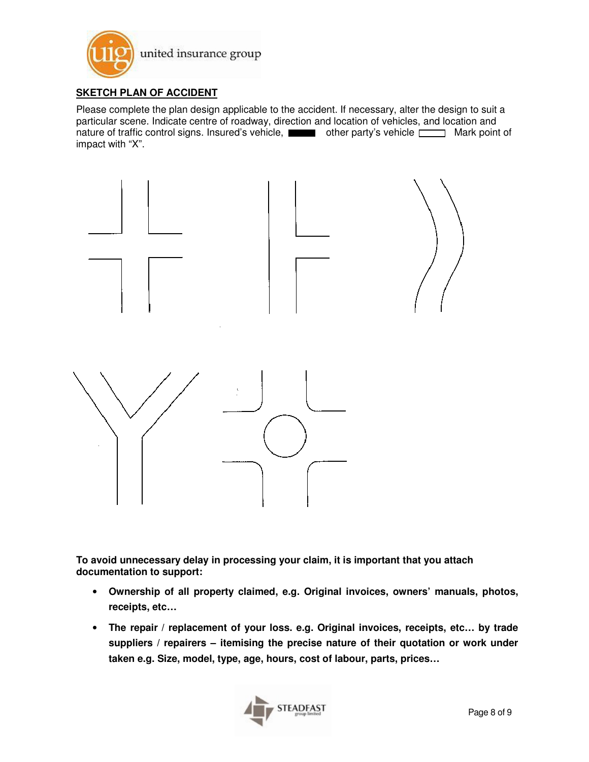**SKETCH PLAN OF ACCIDENT**

Please complete the plan design applicable to the accident. If necessary, alter the design to suit a particular scene. Indicate centre of roadway, direction and location of vehicles, and location and nature of traffic control signs. Insured's vehicle, ▬ other party's vehicle ▭ Mark point of impact with "X".

**To avoid unnecessary delay in processing your claim, it is important that you attach documentation to support:**

- **Ownership of all property claimed, e.g. Original invoices, owners' manuals, photos, receipts, etc…**
- **The repair / replacement of your loss. e.g. Original invoices, receipts, etc… by trade suppliers / repairers – itemising the precise nature of their quotation or work under taken e.g. Size, model, type, age, hours, cost of labour, parts, prices…**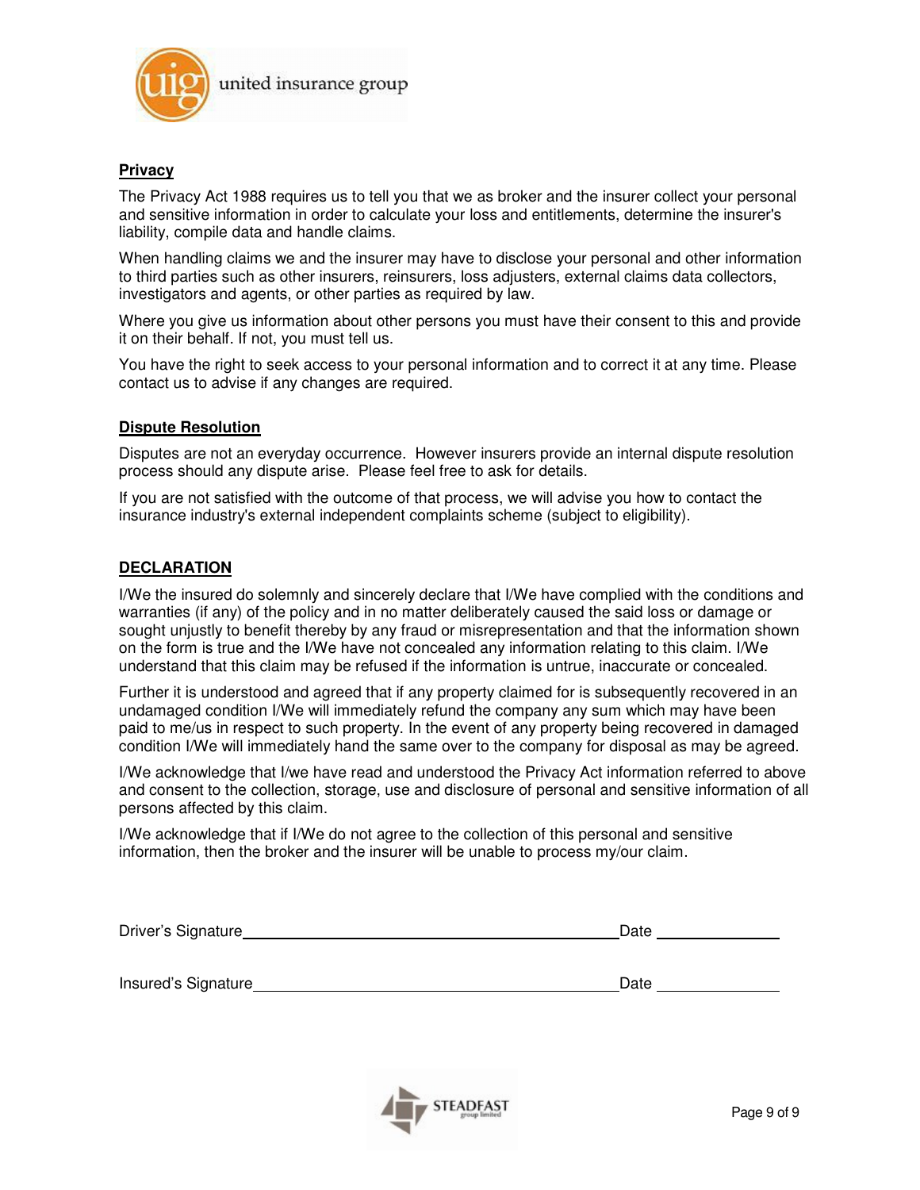united insurance group

## Privacy

The Privacy Act 1988 requires us to tell you that we as broker and the insurer collect your personal and sensitive information in order to calculate your loss and entitlements, determine the insurer's liability, compile data and handle claims.

When handling claims we and the insurer may have to disclose your personal and other information to third parties such as other insurers, reinsurers, loss adjusters, external claims data collectors, investigators and agents, or other parties as required by law.

Where you give us information about other persons you must have their consent to this and provide it on their behalf. If not, you must tell us.

You have the right to seek access to your personal information and to correct it at any time. Please contact us to advise if any changes are required.

## Dispute Resolution

Disputes are not an everyday occurrence. However insurers provide an internal dispute resolution process should any dispute arise. Please feel free to ask for details.

If you are not satisfied with the outcome of that process, we will advise you how to contact the insurance industry's external independent complaints scheme (subject to eligibility).

## DECLARATION

I/We the insured do solemnly and sincerely declare that I/We have complied with the conditions and warranties (if any) of the policy and in no matter deliberately caused the said loss or damage or sought unjustly to benefit thereby by any fraud or misrepresentation and that the information shown on the form is true and the I/We have not concealed any information relating to this claim. I/We understand that this claim may be refused if the information is untrue, inaccurate or concealed.

Further it is understood and agreed that if any property claimed for is subsequently recovered in an undamaged condition I/We will immediately refund the company any sum which may have been paid to me/us in respect to such property. In the event of any property being recovered in damaged condition I/We will immediately hand the same over to the company for disposal as may be agreed.

I/We acknowledge that I/we have read and understood the Privacy Act information referred to above and consent to the collection, storage, use and disclosure of personal and sensitive information of all persons affected by this claim.

I/We acknowledge that if I/We do not agree to the collection of this personal and sensitive information, then the broker and the insurer will be unable to process my/our claim.

Driver's Signature\_\_\_\_\_\_\_\_\_\_\_\_\_\_\_\_\_\_\_\_\_\_\_\_\_\_\_\_\_\_\_\_\_\_\_\_\_\_\_\_ Date \_\_\_\_\_\_\_\_\_\_\_\_\_\_

Insured's Signature\_\_\_\_\_\_\_\_\_\_\_\_\_\_\_\_\_\_\_\_\_\_\_\_\_\_\_\_\_\_\_\_\_\_\_\_\_\_\_ Date \_\_\_\_\_\_\_\_\_\_\_\_\_\_

STEADFAST group limited